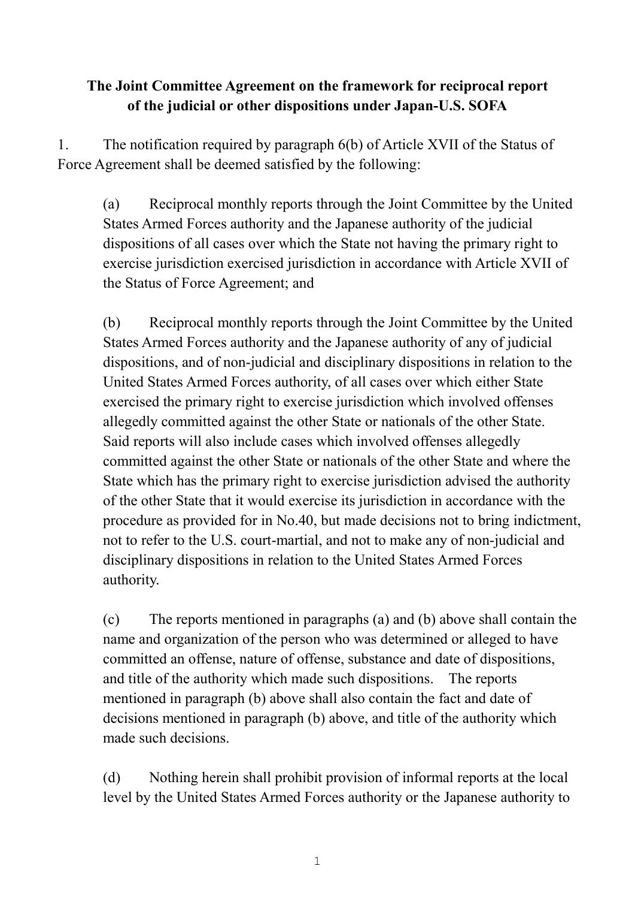**The Joint Committee Agreement on the framework for reciprocal report of the judicial or other dispositions under Japan-U.S. SOFA**

1. The notification required by paragraph 6(b) of Article XVII of the Status of Force Agreement shall be deemed satisfied by the following:

(a) Reciprocal monthly reports through the Joint Committee by the United States Armed Forces authority and the Japanese authority of the judicial dispositions of all cases over which the State not having the primary right to exercise jurisdiction exercised jurisdiction in accordance with Article XVII of the Status of Force Agreement; and

(b) Reciprocal monthly reports through the Joint Committee by the United States Armed Forces authority and the Japanese authority of any of judicial dispositions, and of non-judicial and disciplinary dispositions in relation to the United States Armed Forces authority, of all cases over which either State exercised the primary right to exercise jurisdiction which involved offenses allegedly committed against the other State or nationals of the other State. Said reports will also include cases which involved offenses allegedly committed against the other State or nationals of the other State and where the State which has the primary right to exercise jurisdiction advised the authority of the other State that it would exercise its jurisdiction in accordance with the procedure as provided for in No.40, but made decisions not to bring indictment, not to refer to the U.S. court-martial, and not to make any of non-judicial and disciplinary dispositions in relation to the United States Armed Forces authority.

(c) The reports mentioned in paragraphs (a) and (b) above shall contain the name and organization of the person who was determined or alleged to have committed an offense, nature of offense, substance and date of dispositions, and title of the authority which made such dispositions. The reports mentioned in paragraph (b) above shall also contain the fact and date of decisions mentioned in paragraph (b) above, and title of the authority which made such decisions.

(d) Nothing herein shall prohibit provision of informal reports at the local level by the United States Armed Forces authority or the Japanese authority to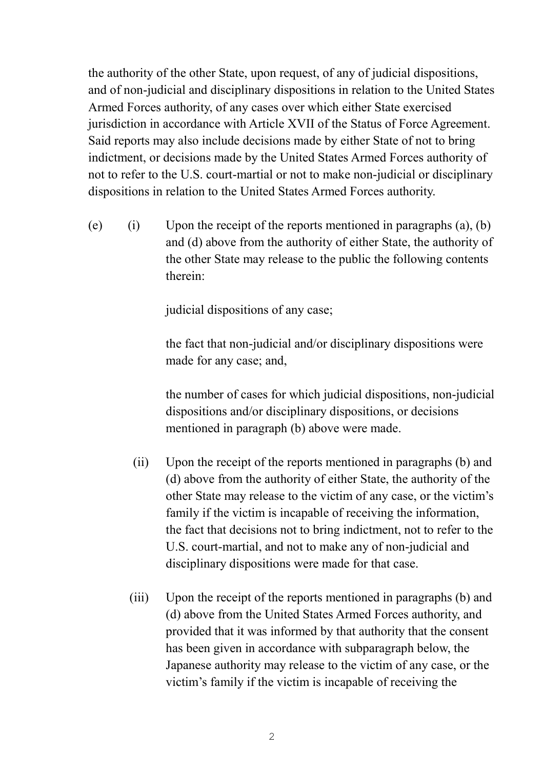the authority of the other State, upon request, of any of judicial dispositions, and of non-judicial and disciplinary dispositions in relation to the United States Armed Forces authority, of any cases over which either State exercised jurisdiction in accordance with Article XVII of the Status of Force Agreement. Said reports may also include decisions made by either State of not to bring indictment, or decisions made by the United States Armed Forces authority of not to refer to the U.S. court-martial or not to make non-judicial or disciplinary dispositions in relation to the United States Armed Forces authority.

(e) (i) Upon the receipt of the reports mentioned in paragraphs (a), (b) and (d) above from the authority of either State, the authority of the other State may release to the public the following contents therein:

judicial dispositions of any case;

the fact that non-judicial and/or disciplinary dispositions were made for any case; and,

the number of cases for which judicial dispositions, non-judicial dispositions and/or disciplinary dispositions, or decisions mentioned in paragraph (b) above were made.

(ii) Upon the receipt of the reports mentioned in paragraphs (b) and (d) above from the authority of either State, the authority of the other State may release to the victim of any case, or the victim's family if the victim is incapable of receiving the information, the fact that decisions not to bring indictment, not to refer to the U.S. court-martial, and not to make any of non-judicial and disciplinary dispositions were made for that case.

(iii) Upon the receipt of the reports mentioned in paragraphs (b) and (d) above from the United States Armed Forces authority, and provided that it was informed by that authority that the consent has been given in accordance with subparagraph below, the Japanese authority may release to the victim of any case, or the victim's family if the victim is incapable of receiving the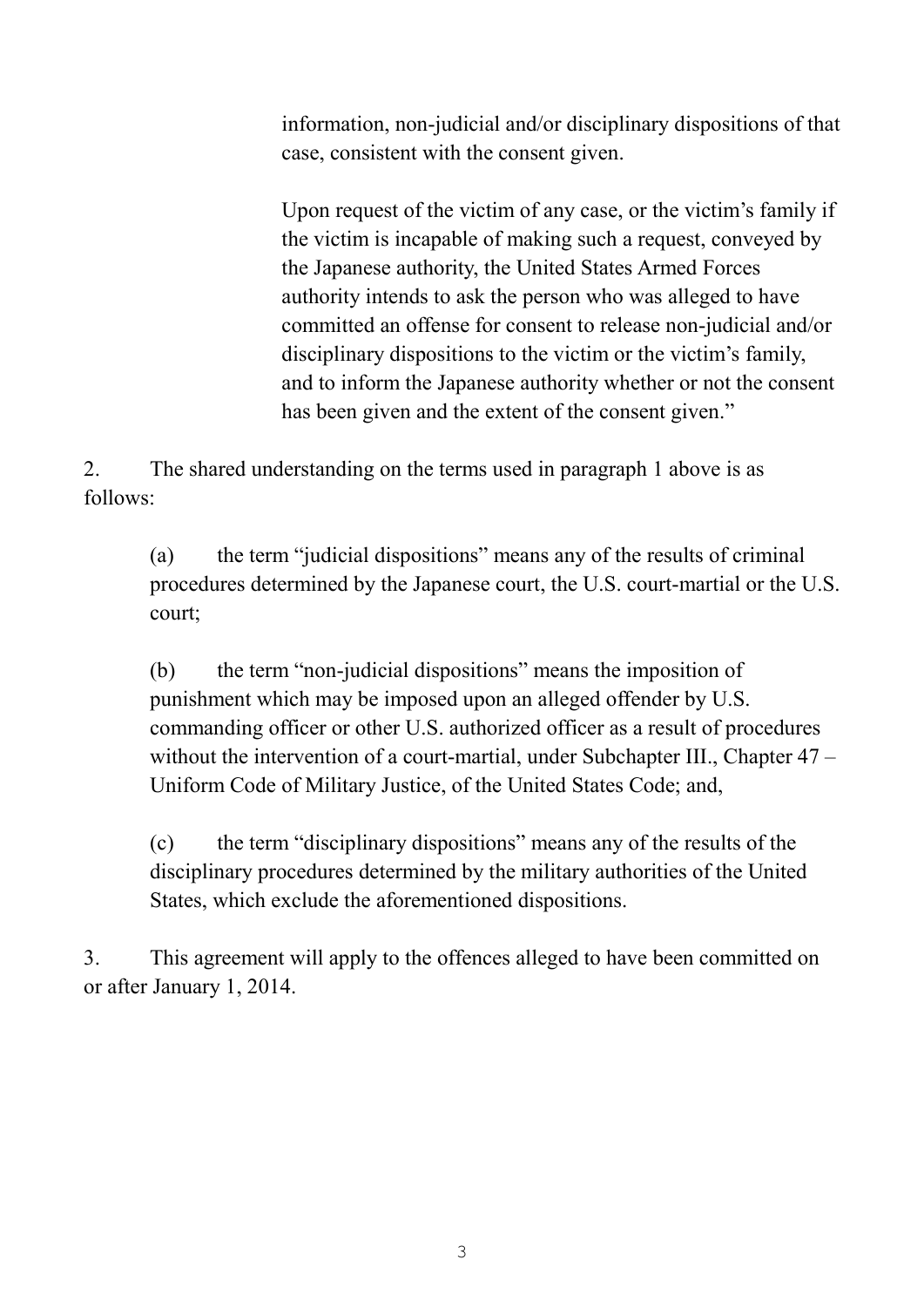information, non-judicial and/or disciplinary dispositions of that case, consistent with the consent given.

Upon request of the victim of any case, or the victim's family if the victim is incapable of making such a request, conveyed by the Japanese authority, the United States Armed Forces authority intends to ask the person who was alleged to have committed an offense for consent to release non-judicial and/or disciplinary dispositions to the victim or the victim's family, and to inform the Japanese authority whether or not the consent has been given and the extent of the consent given."

2. The shared understanding on the terms used in paragraph 1 above is as follows:

(a) the term "judicial dispositions" means any of the results of criminal procedures determined by the Japanese court, the U.S. court-martial or the U.S. court;

(b) the term "non-judicial dispositions" means the imposition of punishment which may be imposed upon an alleged offender by U.S. commanding officer or other U.S. authorized officer as a result of procedures without the intervention of a court-martial, under Subchapter III., Chapter 47 – Uniform Code of Military Justice, of the United States Code; and,

(c) the term "disciplinary dispositions" means any of the results of the disciplinary procedures determined by the military authorities of the United States, which exclude the aforementioned dispositions.

3. This agreement will apply to the offences alleged to have been committed on or after January 1, 2014.